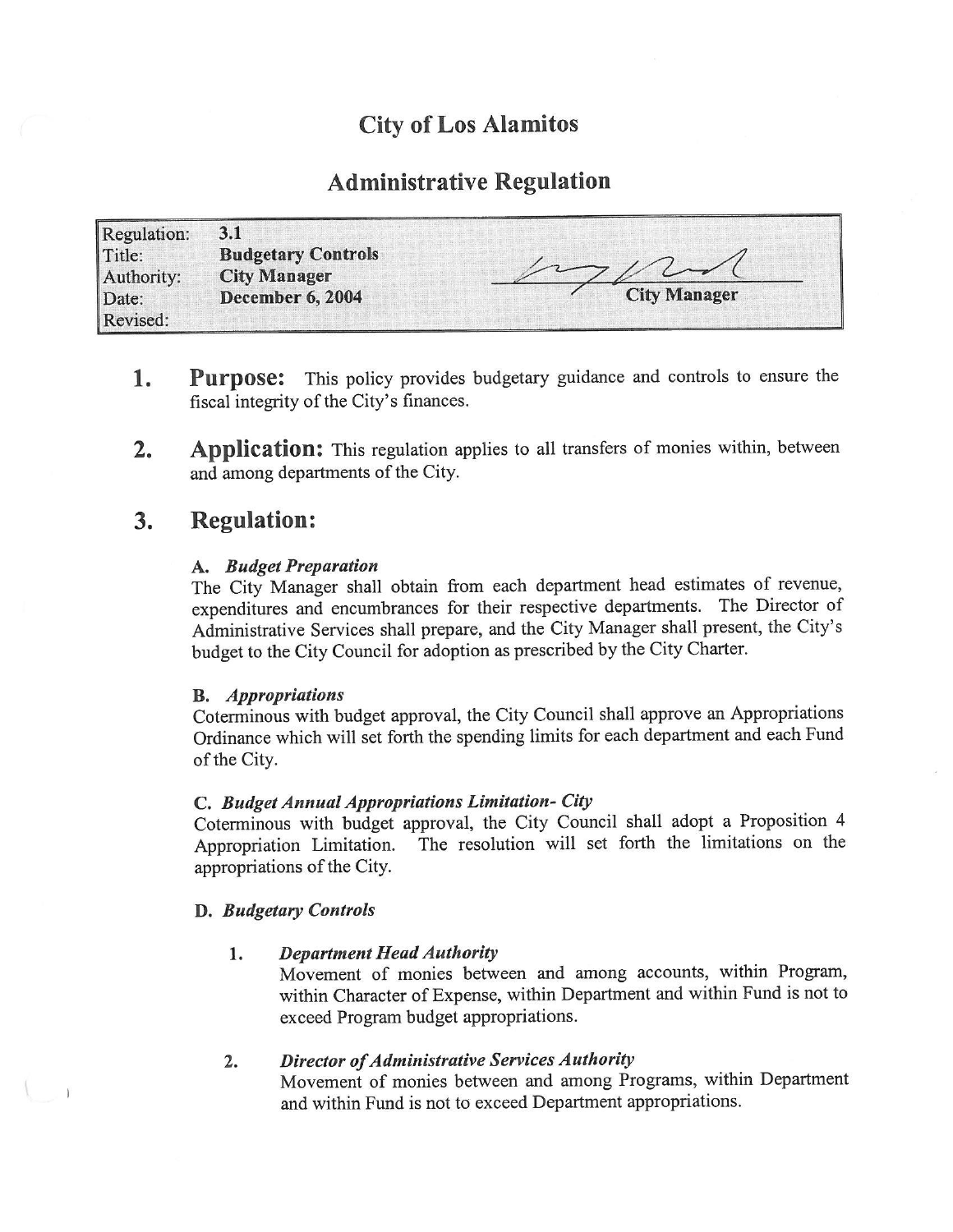# City of Los Alamitos

## Administrative Regulation

| | |
|---|---|
| Regulation: | **3.1** |
| Title: | **Budgetary Controls** |
| Authority: | **City Manager** |
| Date: | **December 6, 2004** |
| Revised: | |

**City Manager**

## 1. Purpose:

This policy provides budgetary guidance and controls to ensure the fiscal integrity of the City's finances.

## 2. Application:

This regulation applies to all transfers of monies within, between and among departments of the City.

## 3. Regulation:

### A. *Budget Preparation*

The City Manager shall obtain from each department head estimates of revenue, expenditures and encumbrances for their respective departments. The Director of Administrative Services shall prepare, and the City Manager shall present, the City's budget to the City Council for adoption as prescribed by the City Charter.

### B. *Appropriations*

Coterminous with budget approval, the City Council shall approve an Appropriations Ordinance which will set forth the spending limits for each department and each Fund of the City.

### C. *Budget Annual Appropriations Limitation- City*

Coterminous with budget approval, the City Council shall adopt a Proposition 4 Appropriation Limitation. The resolution will set forth the limitations on the appropriations of the City.

### D. *Budgetary Controls*

1. ***Department Head Authority***

   Movement of monies between and among accounts, within Program, within Character of Expense, within Department and within Fund is not to exceed Program budget appropriations.

2. ***Director of Administrative Services Authority***

   Movement of monies between and among Programs, within Department and within Fund is not to exceed Department appropriations.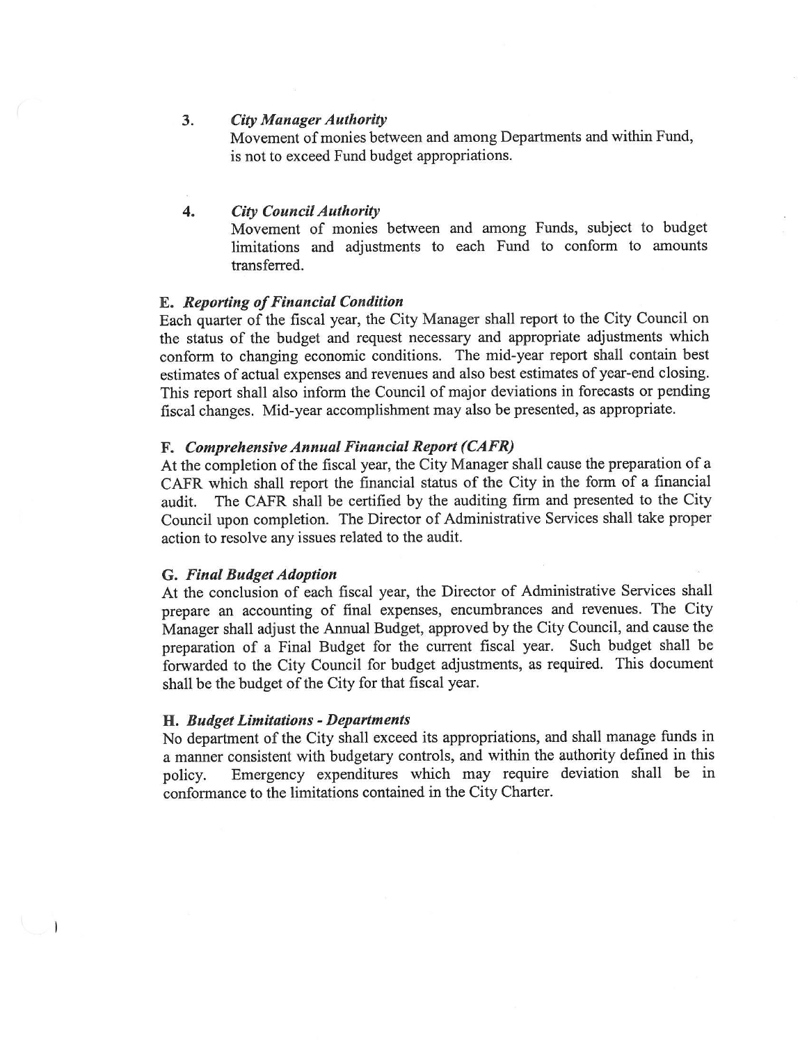3. ***City Manager Authority***
   Movement of monies between and among Departments and within Fund, is not to exceed Fund budget appropriations.

4. ***City Council Authority***
   Movement of monies between and among Funds, subject to budget limitations and adjustments to each Fund to conform to amounts transferred.

**E. *Reporting of Financial Condition***
Each quarter of the fiscal year, the City Manager shall report to the City Council on the status of the budget and request necessary and appropriate adjustments which conform to changing economic conditions. The mid-year report shall contain best estimates of actual expenses and revenues and also best estimates of year-end closing. This report shall also inform the Council of major deviations in forecasts or pending fiscal changes. Mid-year accomplishment may also be presented, as appropriate.

**F. *Comprehensive Annual Financial Report (CAFR)***
At the completion of the fiscal year, the City Manager shall cause the preparation of a CAFR which shall report the financial status of the City in the form of a financial audit. The CAFR shall be certified by the auditing firm and presented to the City Council upon completion. The Director of Administrative Services shall take proper action to resolve any issues related to the audit.

**G. *Final Budget Adoption***
At the conclusion of each fiscal year, the Director of Administrative Services shall prepare an accounting of final expenses, encumbrances and revenues. The City Manager shall adjust the Annual Budget, approved by the City Council, and cause the preparation of a Final Budget for the current fiscal year. Such budget shall be forwarded to the City Council for budget adjustments, as required. This document shall be the budget of the City for that fiscal year.

**H. *Budget Limitations - Departments***
No department of the City shall exceed its appropriations, and shall manage funds in a manner consistent with budgetary controls, and within the authority defined in this policy. Emergency expenditures which may require deviation shall be in conformance to the limitations contained in the City Charter.